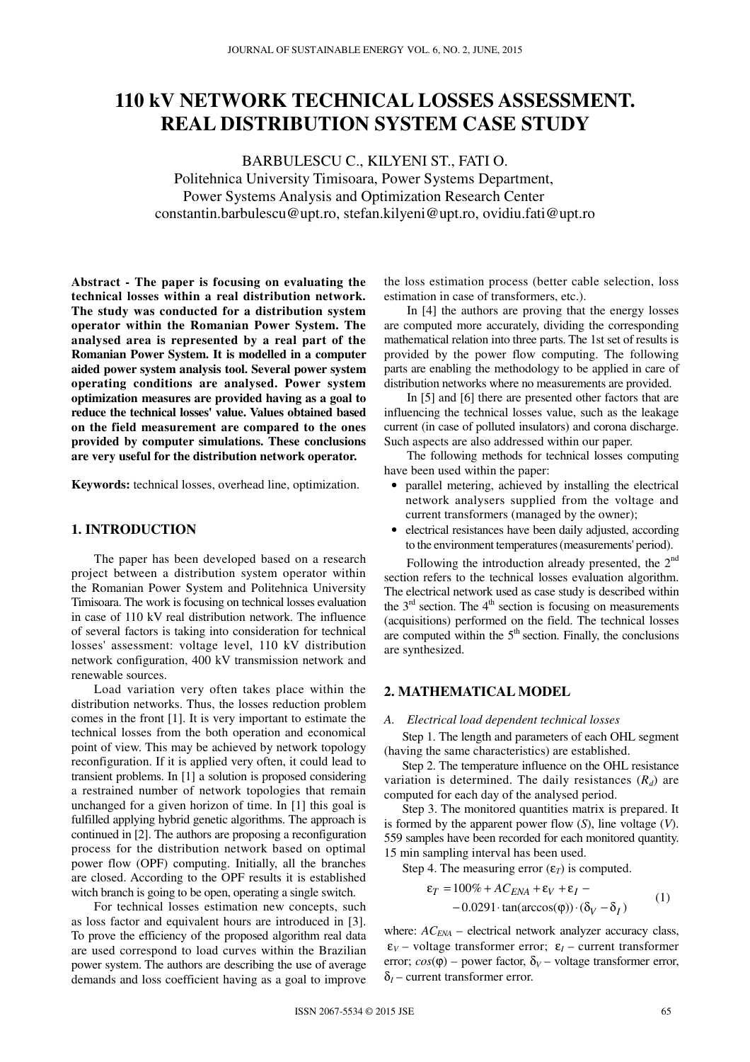# 110 kV NETWORK TECHNICAL LOSSES ASSESSMENT. REAL DISTRIBUTION SYSTEM CASE STUDY

BARBULESCU C., KILYENI ST., FATI O.
Politehnica University Timisoara, Power Systems Department,
Power Systems Analysis and Optimization Research Center
constantin.barbulescu@upt.ro, stefan.kilyeni@upt.ro, ovidiu.fati@upt.ro

**Abstract - The paper is focusing on evaluating the technical losses within a real distribution network. The study was conducted for a distribution system operator within the Romanian Power System. The analysed area is represented by a real part of the Romanian Power System. It is modelled in a computer aided power system analysis tool. Several power system operating conditions are analysed. Power system optimization measures are provided having as a goal to reduce the technical losses' value. Values obtained based on the field measurement are compared to the ones provided by computer simulations. These conclusions are very useful for the distribution network operator.**

**Keywords:** technical losses, overhead line, optimization.

## 1. INTRODUCTION

The paper has been developed based on a research project between a distribution system operator within the Romanian Power System and Politehnica University Timisoara. The work is focusing on technical losses evaluation in case of 110 kV real distribution network. The influence of several factors is taking into consideration for technical losses' assessment: voltage level, 110 kV distribution network configuration, 400 kV transmission network and renewable sources.

Load variation very often takes place within the distribution networks. Thus, the losses reduction problem comes in the front [1]. It is very important to estimate the technical losses from the both operation and economical point of view. This may be achieved by network topology reconfiguration. If it is applied very often, it could lead to transient problems. In [1] a solution is proposed considering a restrained number of network topologies that remain unchanged for a given horizon of time. In [1] this goal is fulfilled applying hybrid genetic algorithms. The approach is continued in [2]. The authors are proposing a reconfiguration process for the distribution network based on optimal power flow (OPF) computing. Initially, all the branches are closed. According to the OPF results it is established witch branch is going to be open, operating a single switch.

For technical losses estimation new concepts, such as loss factor and equivalent hours are introduced in [3]. To prove the efficiency of the proposed algorithm real data are used correspond to load curves within the Brazilian power system. The authors are describing the use of average demands and loss coefficient having as a goal to improve the loss estimation process (better cable selection, loss estimation in case of transformers, etc.).

In [4] the authors are proving that the energy losses are computed more accurately, dividing the corresponding mathematical relation into three parts. The 1st set of results is provided by the power flow computing. The following parts are enabling the methodology to be applied in care of distribution networks where no measurements are provided.

In [5] and [6] there are presented other factors that are influencing the technical losses value, such as the leakage current (in case of polluted insulators) and corona discharge. Such aspects are also addressed within our paper.

The following methods for technical losses computing have been used within the paper:

- parallel metering, achieved by installing the electrical network analysers supplied from the voltage and current transformers (managed by the owner);
- electrical resistances have been daily adjusted, according to the environment temperatures (measurements' period).

Following the introduction already presented, the 2nd section refers to the technical losses evaluation algorithm. The electrical network used as case study is described within the 3rd section. The 4th section is focusing on measurements (acquisitions) performed on the field. The technical losses are computed within the 5th section. Finally, the conclusions are synthesized.

## 2. MATHEMATICAL MODEL

### *A. Electrical load dependent technical losses*

Step 1. The length and parameters of each OHL segment (having the same characteristics) are established.

Step 2. The temperature influence on the OHL resistance variation is determined. The daily resistances ($R_d$) are computed for each day of the analysed period.

Step 3. The monitored quantities matrix is prepared. It is formed by the apparent power flow ($S$), line voltage ($V$). 559 samples have been recorded for each monitored quantity. 15 min sampling interval has been used.

Step 4. The measuring error ($\varepsilon_T$) is computed.

$$\varepsilon_T = 100\% + AC_{ENA} + \varepsilon_V + \varepsilon_I - 0.0291 \cdot \tan(\arccos(\varphi)) \cdot (\delta_V - \delta_I) \tag{1}$$

where: $AC_{ENA}$ – electrical network analyzer accuracy class, $\varepsilon_V$ – voltage transformer error; $\varepsilon_I$ – current transformer error; $cos(\varphi)$ – power factor, $\delta_V$ – voltage transformer error, $\delta_I$ – current transformer error.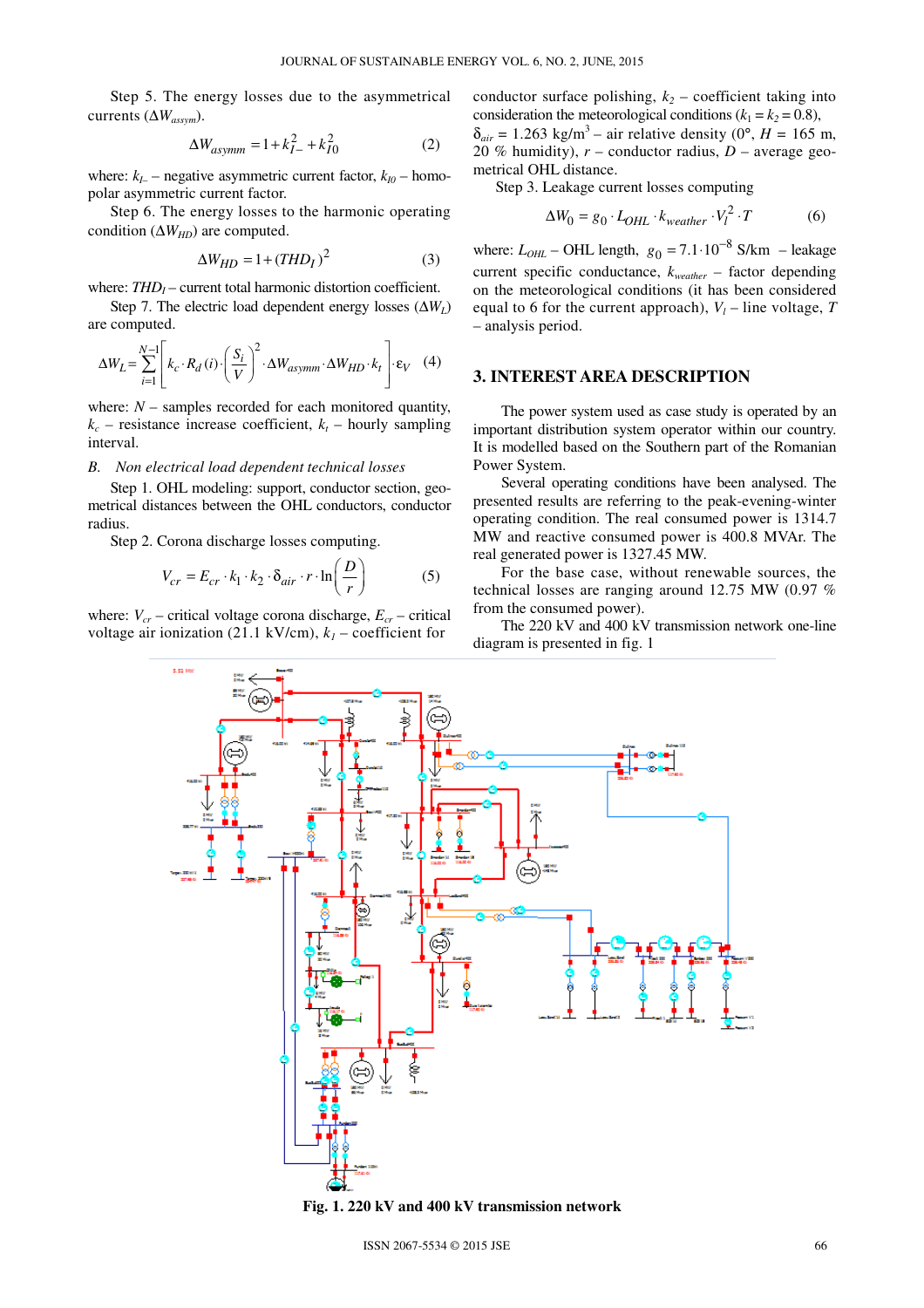Step 5. The energy losses due to the asymmetrical currents ($\Delta W_{assym}$).

$$\Delta W_{asymm} = 1 + k_{I-}^2 + k_{I0}^2 \quad (2)$$

where: $k_{I-}$ – negative asymmetric current factor, $k_{I0}$ – homopolar asymmetric current factor.

Step 6. The energy losses to the harmonic operating condition ($\Delta W_{HD}$) are computed.

$$\Delta W_{HD} = 1 + (THD_I)^2 \quad (3)$$

where: $THD_I$ – current total harmonic distortion coefficient.

Step 7. The electric load dependent energy losses ($\Delta W_L$) are computed.

$$\Delta W_L = \sum_{i=1}^{N-1} \left[ k_c \cdot R_d(i) \cdot \left( \frac{S_i}{V} \right)^2 \cdot \Delta W_{asymm} \cdot \Delta W_{HD} \cdot k_t \right] \cdot \varepsilon_V \quad (4)$$

where: $N$ – samples recorded for each monitored quantity, $k_c$ – resistance increase coefficient, $k_t$ – hourly sampling interval.

*B. Non electrical load dependent technical losses*

Step 1. OHL modeling: support, conductor section, geometrical distances between the OHL conductors, conductor radius.

Step 2. Corona discharge losses computing.

$$V_{cr} = E_{cr} \cdot k_1 \cdot k_2 \cdot \delta_{air} \cdot r \cdot \ln\left( \frac{D}{r} \right) \quad (5)$$

where: $V_{cr}$ – critical voltage corona discharge, $E_{cr}$ – critical voltage air ionization (21.1 kV/cm), $k_1$ – coefficient for conductor surface polishing, $k_2$ – coefficient taking into consideration the meteorological conditions ($k_1 = k_2 = 0.8$), $\delta_{air}$ = 1.263 kg/m$^3$ – air relative density (0°, $H$ = 165 m, 20 % humidity), $r$ – conductor radius, $D$ – average geometrical OHL distance.

Step 3. Leakage current losses computing

$$\Delta W_0 = g_0 \cdot L_{OHL} \cdot k_{weather} \cdot V_l^2 \cdot T \quad (6)$$

where: $L_{OHL}$ – OHL length, $g_0 = 7.1 \cdot 10^{-8}$ S/km – leakage current specific conductance, $k_{weather}$ – factor depending on the meteorological conditions (it has been considered equal to 6 for the current approach), $V_l$ – line voltage, $T$ – analysis period.

## 3. INTEREST AREA DESCRIPTION

The power system used as case study is operated by an important distribution system operator within our country. It is modelled based on the Southern part of the Romanian Power System.

Several operating conditions have been analysed. The presented results are referring to the peak-evening-winter operating condition. The real consumed power is 1314.7 MW and reactive consumed power is 400.8 MVAr. The real generated power is 1327.45 MW.

For the base case, without renewable sources, the technical losses are ranging around 12.75 MW (0.97 % from the consumed power).

The 220 kV and 400 kV transmission network one-line diagram is presented in fig. 1

**Fig. 1. 220 kV and 400 kV transmission network**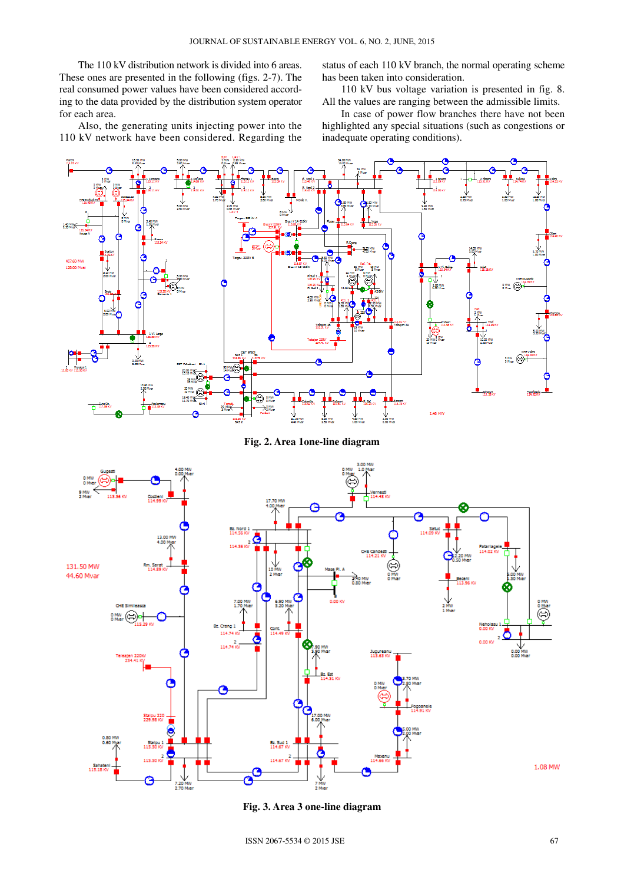The 110 kV distribution network is divided into 6 areas. These ones are presented in the following (figs. 2-7). The real consumed power values have been considered according to the data provided by the distribution system operator for each area.

Also, the generating units injecting power into the 110 kV network have been considered. Regarding the status of each 110 kV branch, the normal operating scheme has been taken into consideration.

110 kV bus voltage variation is presented in fig. 8. All the values are ranging between the admissible limits.

In case of power flow branches there have not been highlighted any special situations (such as congestions or inadequate operating conditions).

**Fig. 2. Area 1one-line diagram**

**Fig. 3. Area 3 one-line diagram**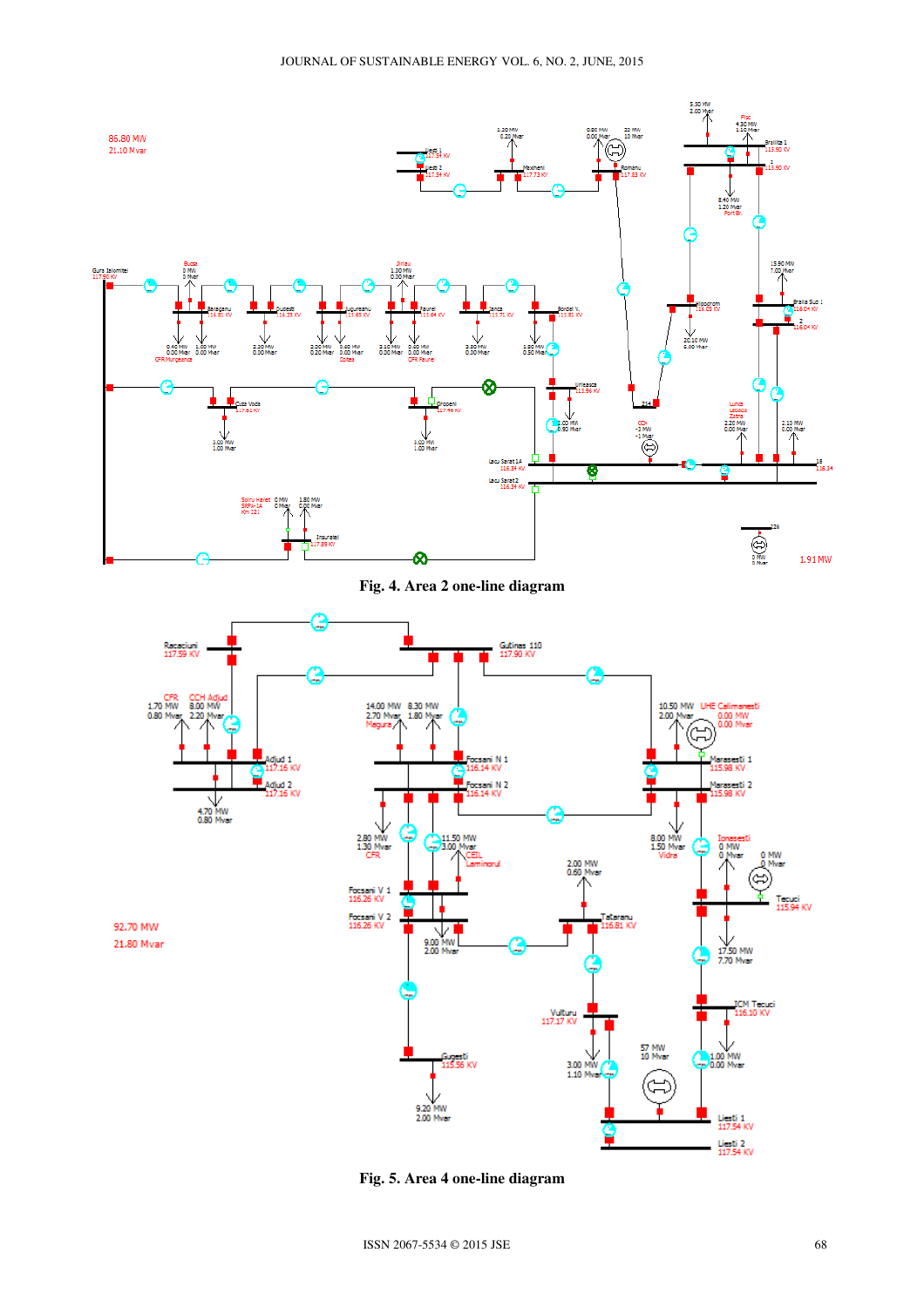Fig. 4. Area 2 one-line diagram

Fig. 5. Area 4 one-line diagram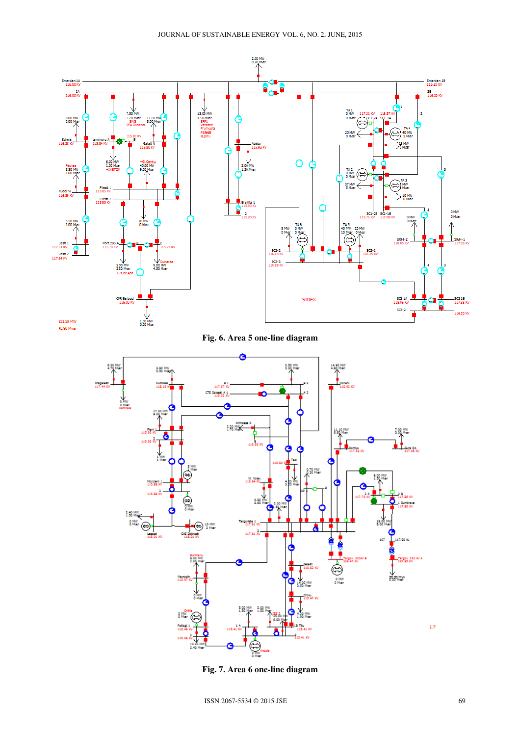Fig. 6. Area 5 one-line diagram

Fig. 7. Area 6 one-line diagram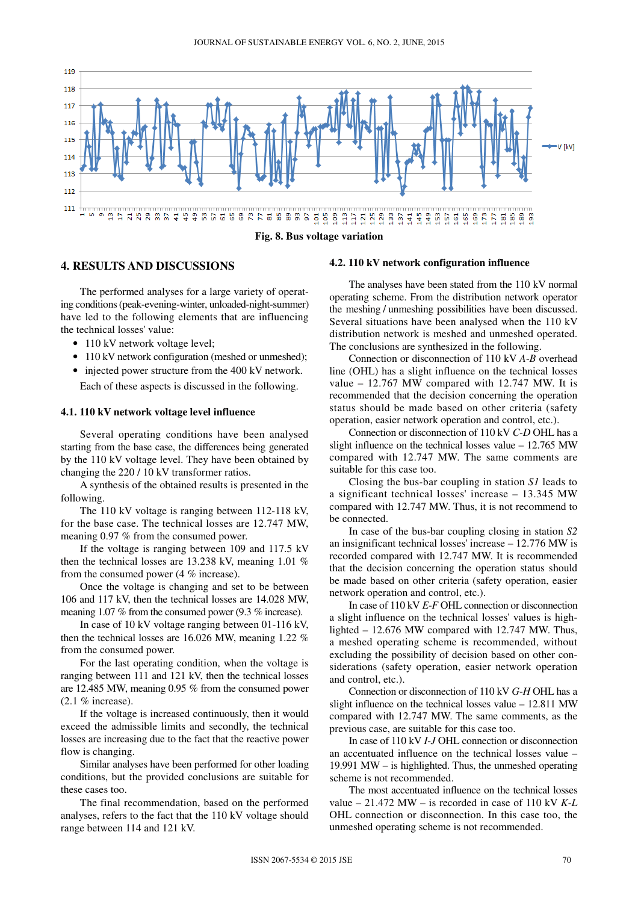Fig. 8. Bus voltage variation

## 4. RESULTS AND DISCUSSIONS

The performed analyses for a large variety of operating conditions (peak-evening-winter, unloaded-night-summer) have led to the following elements that are influencing the technical losses' value:

- 110 kV network voltage level;
- 110 kV network configuration (meshed or unmeshed);
- injected power structure from the 400 kV network.

Each of these aspects is discussed in the following.

### 4.1. 110 kV network voltage level influence

Several operating conditions have been analysed starting from the base case, the differences being generated by the 110 kV voltage level. They have been obtained by changing the 220 / 10 kV transformer ratios.

A synthesis of the obtained results is presented in the following.

The 110 kV voltage is ranging between 112-118 kV, for the base case. The technical losses are 12.747 MW, meaning 0.97 % from the consumed power.

If the voltage is ranging between 109 and 117.5 kV then the technical losses are 13.238 kV, meaning 1.01 % from the consumed power (4 % increase).

Once the voltage is changing and set to be between 106 and 117 kV, then the technical losses are 14.028 MW, meaning 1.07 % from the consumed power (9.3 % increase).

In case of 10 kV voltage ranging between 01-116 kV, then the technical losses are 16.026 MW, meaning 1.22 % from the consumed power.

For the last operating condition, when the voltage is ranging between 111 and 121 kV, then the technical losses are 12.485 MW, meaning 0.95 % from the consumed power (2.1 % increase).

If the voltage is increased continuously, then it would exceed the admissible limits and secondly, the technical losses are increasing due to the fact that the reactive power flow is changing.

Similar analyses have been performed for other loading conditions, but the provided conclusions are suitable for these cases too.

The final recommendation, based on the performed analyses, refers to the fact that the 110 kV voltage should range between 114 and 121 kV.

### 4.2. 110 kV network configuration influence

The analyses have been stated from the 110 kV normal operating scheme. From the distribution network operator the meshing / unmeshing possibilities have been discussed. Several situations have been analysed when the 110 kV distribution network is meshed and unmeshed operated. The conclusions are synthesized in the following.

Connection or disconnection of 110 kV *A-B* overhead line (OHL) has a slight influence on the technical losses value – 12.767 MW compared with 12.747 MW. It is recommended that the decision concerning the operation status should be made based on other criteria (safety operation, easier network operation and control, etc.).

Connection or disconnection of 110 kV *C-D* OHL has a slight influence on the technical losses value – 12.765 MW compared with 12.747 MW. The same comments are suitable for this case too.

Closing the bus-bar coupling in station *S1* leads to a significant technical losses' increase – 13.345 MW compared with 12.747 MW. Thus, it is not recommend to be connected.

In case of the bus-bar coupling closing in station *S2* an insignificant technical losses' increase – 12.776 MW is recorded compared with 12.747 MW. It is recommended that the decision concerning the operation status should be made based on other criteria (safety operation, easier network operation and control, etc.).

In case of 110 kV *E-F* OHL connection or disconnection a slight influence on the technical losses' values is highlighted – 12.676 MW compared with 12.747 MW. Thus, a meshed operating scheme is recommended, without excluding the possibility of decision based on other considerations (safety operation, easier network operation and control, etc.).

Connection or disconnection of 110 kV *G-H* OHL has a slight influence on the technical losses value – 12.811 MW compared with 12.747 MW. The same comments, as the previous case, are suitable for this case too.

In case of 110 kV *I-J* OHL connection or disconnection an accentuated influence on the technical losses value – 19.991 MW – is highlighted. Thus, the unmeshed operating scheme is not recommended.

The most accentuated influence on the technical losses value – 21.472 MW – is recorded in case of 110 kV *K-L* OHL connection or disconnection. In this case too, the unmeshed operating scheme is not recommended.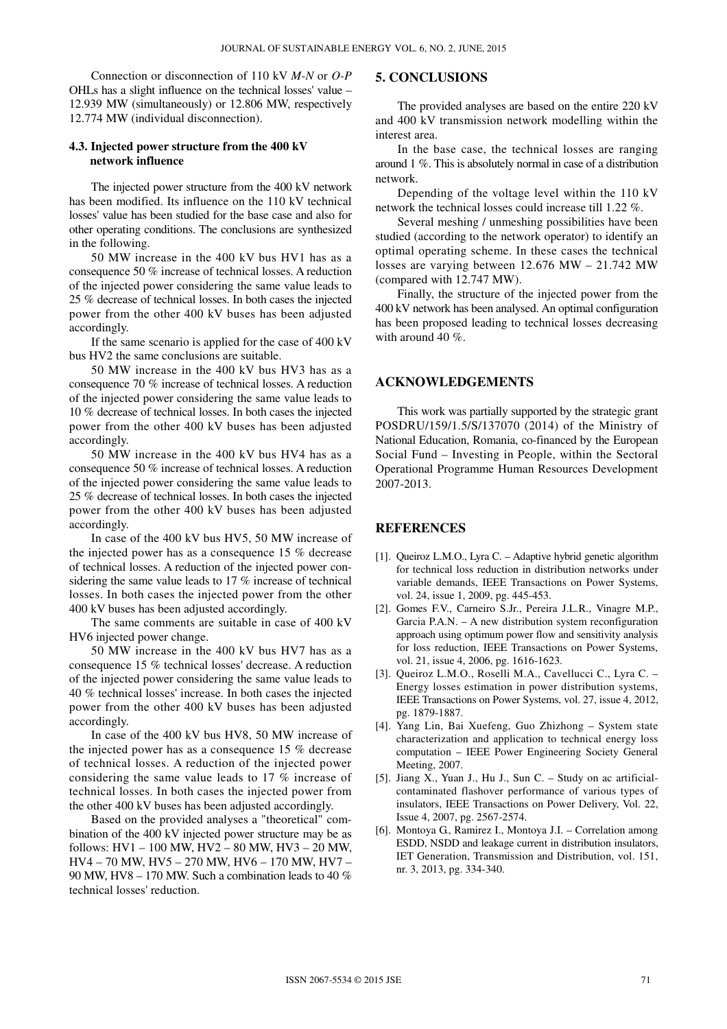Connection or disconnection of 110 kV *M-N* or *O-P* OHLs has a slight influence on the technical losses' value – 12.939 MW (simultaneously) or 12.806 MW, respectively 12.774 MW (individual disconnection).

### 4.3. Injected power structure from the 400 kV network influence

The injected power structure from the 400 kV network has been modified. Its influence on the 110 kV technical losses' value has been studied for the base case and also for other operating conditions. The conclusions are synthesized in the following.

50 MW increase in the 400 kV bus HV1 has as a consequence 50 % increase of technical losses. A reduction of the injected power considering the same value leads to 25 % decrease of technical losses. In both cases the injected power from the other 400 kV buses has been adjusted accordingly.

If the same scenario is applied for the case of 400 kV bus HV2 the same conclusions are suitable.

50 MW increase in the 400 kV bus HV3 has as a consequence 70 % increase of technical losses. A reduction of the injected power considering the same value leads to 10 % decrease of technical losses. In both cases the injected power from the other 400 kV buses has been adjusted accordingly.

50 MW increase in the 400 kV bus HV4 has as a consequence 50 % increase of technical losses. A reduction of the injected power considering the same value leads to 25 % decrease of technical losses. In both cases the injected power from the other 400 kV buses has been adjusted accordingly.

In case of the 400 kV bus HV5, 50 MW increase of the injected power has as a consequence 15 % decrease of technical losses. A reduction of the injected power considering the same value leads to 17 % increase of technical losses. In both cases the injected power from the other 400 kV buses has been adjusted accordingly.

The same comments are suitable in case of 400 kV HV6 injected power change.

50 MW increase in the 400 kV bus HV7 has as a consequence 15 % technical losses' decrease. A reduction of the injected power considering the same value leads to 40 % technical losses' increase. In both cases the injected power from the other 400 kV buses has been adjusted accordingly.

In case of the 400 kV bus HV8, 50 MW increase of the injected power has as a consequence 15 % decrease of technical losses. A reduction of the injected power considering the same value leads to 17 % increase of technical losses. In both cases the injected power from the other 400 kV buses has been adjusted accordingly.

Based on the provided analyses a "theoretical" combination of the 400 kV injected power structure may be as follows: HV1 – 100 MW, HV2 – 80 MW, HV3 – 20 MW, HV4 – 70 MW, HV5 – 270 MW, HV6 – 170 MW, HV7 – 90 MW, HV8 – 170 MW. Such a combination leads to 40 % technical losses' reduction.

## 5. CONCLUSIONS

The provided analyses are based on the entire 220 kV and 400 kV transmission network modelling within the interest area.

In the base case, the technical losses are ranging around 1 %. This is absolutely normal in case of a distribution network.

Depending of the voltage level within the 110 kV network the technical losses could increase till 1.22 %.

Several meshing / unmeshing possibilities have been studied (according to the network operator) to identify an optimal operating scheme. In these cases the technical losses are varying between 12.676 MW – 21.742 MW (compared with 12.747 MW).

Finally, the structure of the injected power from the 400 kV network has been analysed. An optimal configuration has been proposed leading to technical losses decreasing with around 40 %.

## ACKNOWLEDGEMENTS

This work was partially supported by the strategic grant POSDRU/159/1.5/S/137070 (2014) of the Ministry of National Education, Romania, co-financed by the European Social Fund – Investing in People, within the Sectoral Operational Programme Human Resources Development 2007-2013.

## REFERENCES

[1]. Queiroz L.M.O., Lyra C. – Adaptive hybrid genetic algorithm for technical loss reduction in distribution networks under variable demands, IEEE Transactions on Power Systems, vol. 24, issue 1, 2009, pg. 445-453.

[2]. Gomes F.V., Carneiro S.Jr., Pereira J.L.R., Vinagre M.P., Garcia P.A.N. – A new distribution system reconfiguration approach using optimum power flow and sensitivity analysis for loss reduction, IEEE Transactions on Power Systems, vol. 21, issue 4, 2006, pg. 1616-1623.

[3]. Queiroz L.M.O., Roselli M.A., Cavellucci C., Lyra C. – Energy losses estimation in power distribution systems, IEEE Transactions on Power Systems, vol. 27, issue 4, 2012, pg. 1879-1887.

[4]. Yang Lin, Bai Xuefeng, Guo Zhizhong – System state characterization and application to technical energy loss computation – IEEE Power Engineering Society General Meeting, 2007.

[5]. Jiang X., Yuan J., Hu J., Sun C. – Study on ac artificial-contaminated flashover performance of various types of insulators, IEEE Transactions on Power Delivery, Vol. 22, Issue 4, 2007, pg. 2567-2574.

[6]. Montoya G., Ramirez I., Montoya J.I. – Correlation among ESDD, NSDD and leakage current in distribution insulators, IET Generation, Transmission and Distribution, vol. 151, nr. 3, 2013, pg. 334-340.